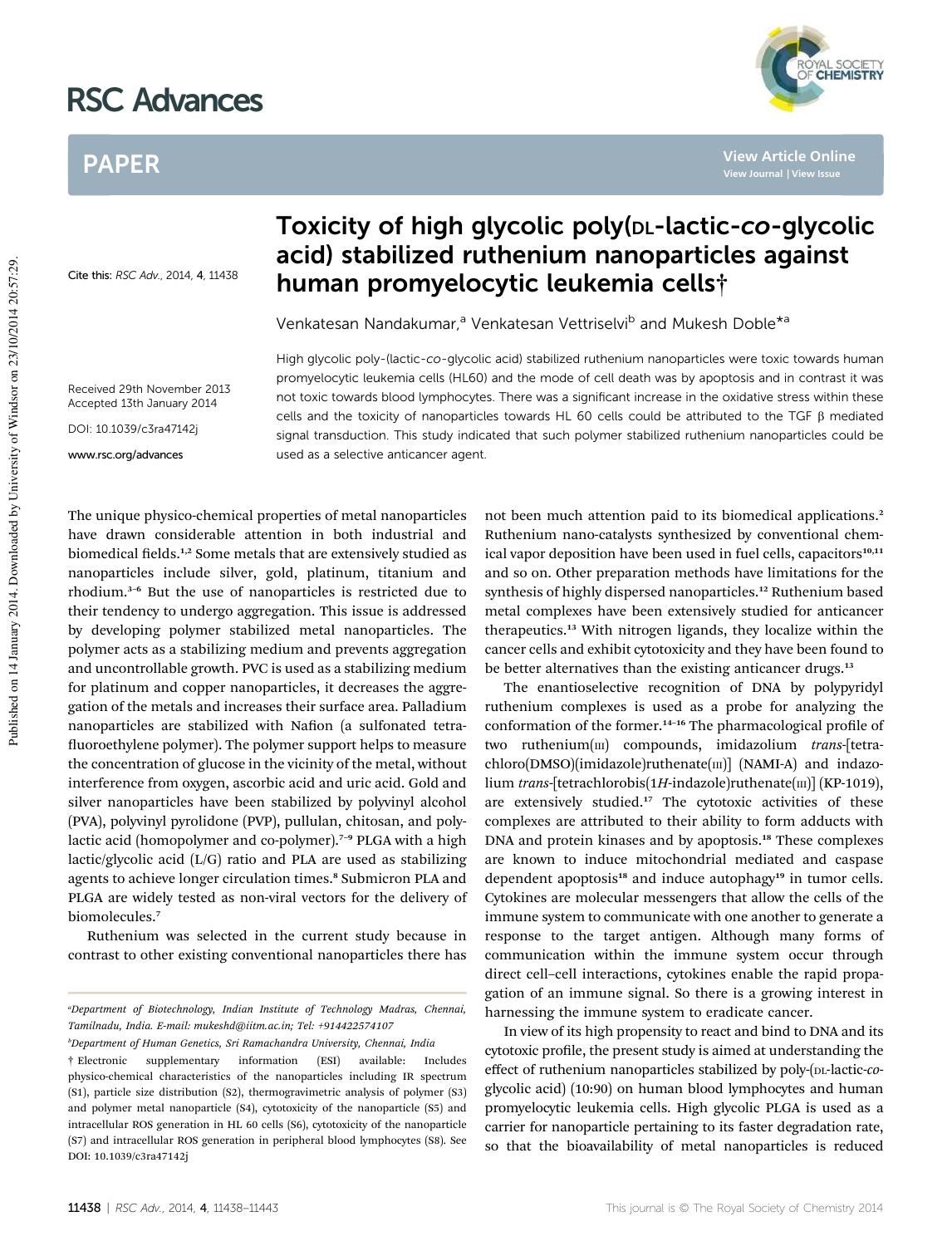# Toxicity of high glycolic poly(DL-lactic-*co*-glycolic acid) stabilized ruthenium nanoparticles against human promyelocytic leukemia cells†

Cite this: *RSC Adv.*, 2014, **4**, 11438

Received 29th November 2013
Accepted 13th January 2014

DOI: 10.1039/c3ra47142j

www.rsc.org/advances

Venkatesan Nandakumar,[a] Venkatesan Vettriselvi[b] and Mukesh Doble*[a]

High glycolic poly-(lactic-*co*-glycolic acid) stabilized ruthenium nanoparticles were toxic towards human promyelocytic leukemia cells (HL60) and the mode of cell death was by apoptosis and in contrast it was not toxic towards blood lymphocytes. There was a significant increase in the oxidative stress within these cells and the toxicity of nanoparticles towards HL 60 cells could be attributed to the TGF β mediated signal transduction. This study indicated that such polymer stabilized ruthenium nanoparticles could be used as a selective anticancer agent.

The unique physico-chemical properties of metal nanoparticles have drawn considerable attention in both industrial and biomedical fields.[1,2] Some metals that are extensively studied as nanoparticles include silver, gold, platinum, titanium and rhodium.[3–6] But the use of nanoparticles is restricted due to their tendency to undergo aggregation. This issue is addressed by developing polymer stabilized metal nanoparticles. The polymer acts as a stabilizing medium and prevents aggregation and uncontrollable growth. PVC is used as a stabilizing medium for platinum and copper nanoparticles, it decreases the aggregation of the metals and increases their surface area. Palladium nanoparticles are stabilized with Nafion (a sulfonated tetrafluoroethylene polymer). The polymer support helps to measure the concentration of glucose in the vicinity of the metal, without interference from oxygen, ascorbic acid and uric acid. Gold and silver nanoparticles have been stabilized by polyvinyl alcohol (PVA), polyvinyl pyrolidone (PVP), pullulan, chitosan, and polylactic acid (homopolymer and co-polymer).[7–9] PLGA with a high lactic/glycolic acid (L/G) ratio and PLA are used as stabilizing agents to achieve longer circulation times.[8] Submicron PLA and PLGA are widely tested as non-viral vectors for the delivery of biomolecules.[7]

Ruthenium was selected in the current study because in contrast to other existing conventional nanoparticles there has not been much attention paid to its biomedical applications.[2] Ruthenium nano-catalysts synthesized by conventional chemical vapor deposition have been used in fuel cells, capacitors[10,11] and so on. Other preparation methods have limitations for the synthesis of highly dispersed nanoparticles.[12] Ruthenium based metal complexes have been extensively studied for anticancer therapeutics.[13] With nitrogen ligands, they localize within the cancer cells and exhibit cytotoxicity and they have been found to be better alternatives than the existing anticancer drugs.[13]

The enantioselective recognition of DNA by polypyridyl ruthenium complexes is used as a probe for analyzing the conformation of the former.[14–16] The pharmacological profile of two ruthenium(III) compounds, imidazolium *trans*-[tetrachloro(DMSO)(imidazole)ruthenate(III)] (NAMI-A) and indazolium *trans*-[tetrachlorobis(1*H*-indazole)ruthenate(III)] (KP-1019), are extensively studied.[17] The cytotoxic activities of these complexes are attributed to their ability to form adducts with DNA and protein kinases and by apoptosis.[18] These complexes are known to induce mitochondrial mediated and caspase dependent apoptosis[18] and induce autophagy[19] in tumor cells. Cytokines are molecular messengers that allow the cells of the immune system to communicate with one another to generate a response to the target antigen. Although many forms of communication within the immune system occur through direct cell–cell interactions, cytokines enable the rapid propagation of an immune signal. So there is a growing interest in harnessing the immune system to eradicate cancer.

In view of its high propensity to react and bind to DNA and its cytotoxic profile, the present study is aimed at understanding the effect of ruthenium nanoparticles stabilized by poly-(DL-lactic-*co*-glycolic acid) (10:90) on human blood lymphocytes and human promyelocytic leukemia cells. High glycolic PLGA is used as a carrier for nanoparticle pertaining to its faster degradation rate, so that the bioavailability of metal nanoparticles is reduced

[a]Department of Biotechnology, Indian Institute of Technology Madras, Chennai, Tamilnadu, India. E-mail: mukeshd@iitm.ac.in; Tel: +914422574107

[b]Department of Human Genetics, Sri Ramachandra University, Chennai, India

† Electronic supplementary information (ESI) available: Includes physico-chemical characteristics of the nanoparticles including IR spectrum (S1), particle size distribution (S2), thermogravimetric analysis of polymer (S3) and polymer metal nanoparticle (S4), cytotoxicity of the nanoparticle (S5) and intracellular ROS generation in HL 60 cells (S6), cytotoxicity of the nanoparticle (S7) and intracellular ROS generation in peripheral blood lymphocytes (S8). See DOI: 10.1039/c3ra47142j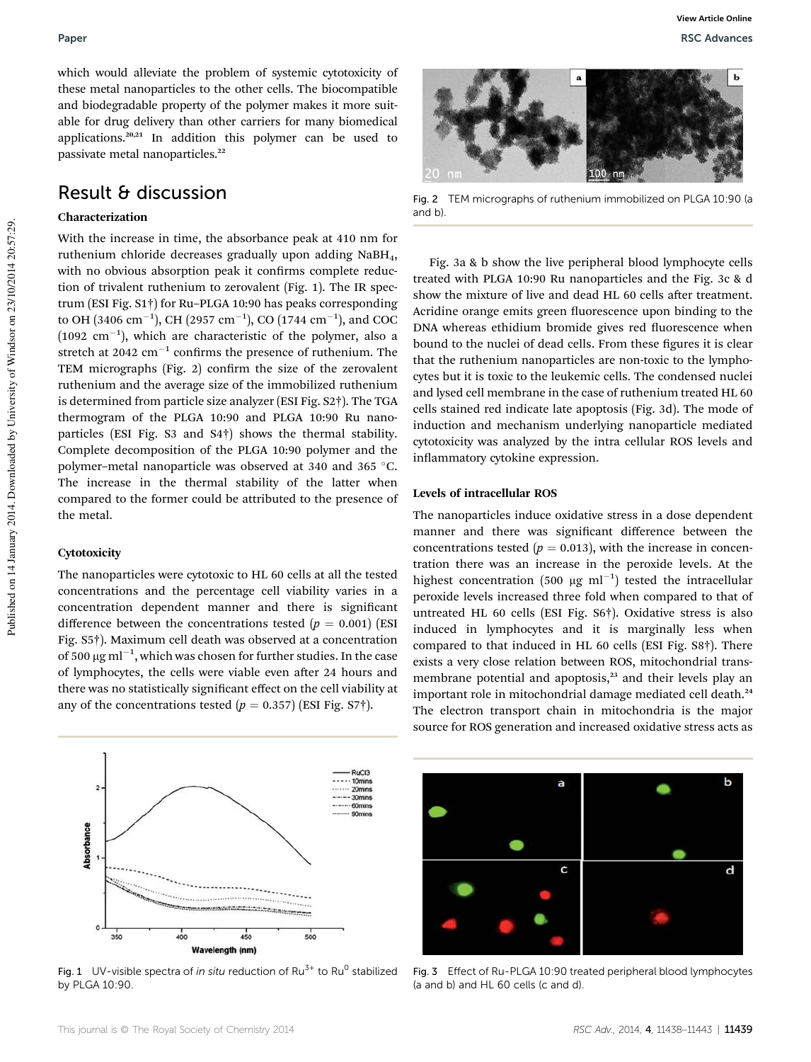which would alleviate the problem of systemic cytotoxicity of these metal nanoparticles to the other cells. The biocompatible and biodegradable property of the polymer makes it more suitable for drug delivery than other carriers for many biomedical applications.[20,21] In addition this polymer can be used to passivate metal nanoparticles.[22]

## Result & discussion

### Characterization

With the increase in time, the absorbance peak at 410 nm for ruthenium chloride decreases gradually upon adding $NaBH_4$, with no obvious absorption peak it confirms complete reduction of trivalent ruthenium to zerovalent (Fig. 1). The IR spectrum (ESI Fig. S1†) for Ru–PLGA 10:90 has peaks corresponding to OH (3406 $cm^{-1}$), CH (2957 $cm^{-1}$), CO (1744 $cm^{-1}$), and COC (1092 $cm^{-1}$), which are characteristic of the polymer, also a stretch at 2042 $cm^{-1}$ confirms the presence of ruthenium. The TEM micrographs (Fig. 2) confirm the size of the zerovalent ruthenium and the average size of the immobilized ruthenium is determined from particle size analyzer (ESI Fig. S2†). The TGA thermogram of the PLGA 10:90 and PLGA 10:90 Ru nanoparticles (ESI Fig. S3 and S4†) shows the thermal stability. Complete decomposition of the PLGA 10:90 polymer and the polymer–metal nanoparticle was observed at 340 and 365 °C. The increase in the thermal stability of the latter when compared to the former could be attributed to the presence of the metal.

### Cytotoxicity

The nanoparticles were cytotoxic to HL 60 cells at all the tested concentrations and the percentage cell viability varies in a concentration dependent manner and there is significant difference between the concentrations tested ($p = 0.001$) (ESI Fig. S5†). Maximum cell death was observed at a concentration of 500 μg $ml^{-1}$, which was chosen for further studies. In the case of lymphocytes, the cells were viable even after 24 hours and there was no statistically significant effect on the cell viability at any of the concentrations tested ($p = 0.357$) (ESI Fig. S7†).

Fig. 1 UV-visible spectra of *in situ* reduction of $Ru^{3+}$ to $Ru^0$ stabilized by PLGA 10:90.

Fig. 2 TEM micrographs of ruthenium immobilized on PLGA 10:90 (a and b).

Fig. 3a & b show the live peripheral blood lymphocyte cells treated with PLGA 10:90 Ru nanoparticles and the Fig. 3c & d show the mixture of live and dead HL 60 cells after treatment. Acridine orange emits green fluorescence upon binding to the DNA whereas ethidium bromide gives red fluorescence when bound to the nuclei of dead cells. From these figures it is clear that the ruthenium nanoparticles are non-toxic to the lymphocytes but it is toxic to the leukemic cells. The condensed nuclei and lysed cell membrane in the case of ruthenium treated HL 60 cells stained red indicate late apoptosis (Fig. 3d). The mode of induction and mechanism underlying nanoparticle mediated cytotoxicity was analyzed by the intra cellular ROS levels and inflammatory cytokine expression.

### Levels of intracellular ROS

The nanoparticles induce oxidative stress in a dose dependent manner and there was significant difference between the concentrations tested ($p = 0.013$), with the increase in concentration there was an increase in the peroxide levels. At the highest concentration (500 μg $ml^{-1}$) tested the intracellular peroxide levels increased three fold when compared to that of untreated HL 60 cells (ESI Fig. S6†). Oxidative stress is also induced in lymphocytes and it is marginally less when compared to that induced in HL 60 cells (ESI Fig. S8†). There exists a very close relation between ROS, mitochondrial transmembrane potential and apoptosis,[23] and their levels play an important role in mitochondrial damage mediated cell death.[24] The electron transport chain in mitochondria is the major source for ROS generation and increased oxidative stress acts as

Fig. 3 Effect of Ru-PLGA 10:90 treated peripheral blood lymphocytes (a and b) and HL 60 cells (c and d).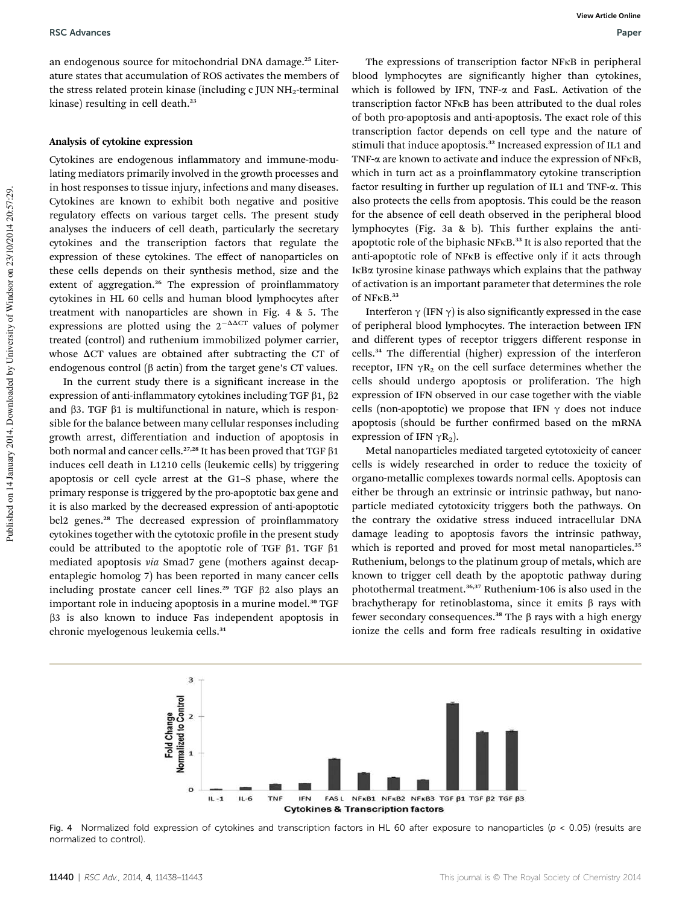an endogenous source for mitochondrial DNA damage.[25] Literature states that accumulation of ROS activates the members of the stress related protein kinase (including c JUN $NH_2$-terminal kinase) resulting in cell death.[23]

### Analysis of cytokine expression

Cytokines are endogenous inflammatory and immune-modulating mediators primarily involved in the growth processes and in host responses to tissue injury, infections and many diseases. Cytokines are known to exhibit both negative and positive regulatory effects on various target cells. The present study analyses the inducers of cell death, particularly the secretary cytokines and the transcription factors that regulate the expression of these cytokines. The effect of nanoparticles on these cells depends on their synthesis method, size and the extent of aggregation.[26] The expression of proinflammatory cytokines in HL 60 cells and human blood lymphocytes after treatment with nanoparticles are shown in Fig. 4 & 5. The expressions are plotted using the $2^{-\Delta\Delta CT}$ values of polymer treated (control) and ruthenium immobilized polymer carrier, whose $\Delta CT$ values are obtained after subtracting the CT of endogenous control (β actin) from the target gene's CT values.

In the current study there is a significant increase in the expression of anti-inflammatory cytokines including TGF β1, β2 and β3. TGF β1 is multifunctional in nature, which is responsible for the balance between many cellular responses including growth arrest, differentiation and induction of apoptosis in both normal and cancer cells.[27,28] It has been proved that TGF β1 induces cell death in L1210 cells (leukemic cells) by triggering apoptosis or cell cycle arrest at the G1–S phase, where the primary response is triggered by the pro-apoptotic bax gene and it is also marked by the decreased expression of anti-apoptotic bcl2 genes.[28] The decreased expression of proinflammatory cytokines together with the cytotoxic profile in the present study could be attributed to the apoptotic role of TGF β1. TGF β1 mediated apoptosis *via* Smad7 gene (mothers against decapentaplegic homolog 7) has been reported in many cancer cells including prostate cancer cell lines.[29] TGF β2 also plays an important role in inducing apoptosis in a murine model.[30] TGF β3 is also known to induce Fas independent apoptosis in chronic myelogenous leukemia cells.[31]

The expressions of transcription factor NFκB in peripheral blood lymphocytes are significantly higher than cytokines, which is followed by IFN, TNF-α and FasL. Activation of the transcription factor NFκB has been attributed to the dual roles of both pro-apoptosis and anti-apoptosis. The exact role of this transcription factor depends on cell type and the nature of stimuli that induce apoptosis.[32] Increased expression of IL1 and TNF-α are known to activate and induce the expression of NFκB, which in turn act as a proinflammatory cytokine transcription factor resulting in further up regulation of IL1 and TNF-α. This also protects the cells from apoptosis. This could be the reason for the absence of cell death observed in the peripheral blood lymphocytes (Fig. 3a & b). This further explains the anti-apoptotic role of the biphasic NFκB.[33] It is also reported that the anti-apoptotic role of NFκB is effective only if it acts through IκBα tyrosine kinase pathways which explains that the pathway of activation is an important parameter that determines the role of NFκB.[33]

Interferon γ (IFN γ) is also significantly expressed in the case of peripheral blood lymphocytes. The interaction between IFN and different types of receptor triggers different response in cells.[34] The differential (higher) expression of the interferon receptor, IFN $\gamma R_2$ on the cell surface determines whether the cells should undergo apoptosis or proliferation. The high expression of IFN observed in our case together with the viable cells (non-apoptotic) we propose that IFN γ does not induce apoptosis (should be further confirmed based on the mRNA expression of IFN $\gamma R_2$).

Metal nanoparticles mediated targeted cytotoxicity of cancer cells is widely researched in order to reduce the toxicity of organo-metallic complexes towards normal cells. Apoptosis can either be through an extrinsic or intrinsic pathway, but nanoparticle mediated cytotoxicity triggers both the pathways. On the contrary the oxidative stress induced intracellular DNA damage leading to apoptosis favors the intrinsic pathway, which is reported and proved for most metal nanoparticles.[35] Ruthenium, belongs to the platinum group of metals, which are known to trigger cell death by the apoptotic pathway during photothermal treatment.[36,37] Ruthenium-106 is also used in the brachytherapy for retinoblastoma, since it emits β rays with fewer secondary consequences.[38] The β rays with a high energy ionize the cells and form free radicals resulting in oxidative

Fig. 4 Normalized fold expression of cytokines and transcription factors in HL 60 after exposure to nanoparticles ($p < 0.05$) (results are normalized to control).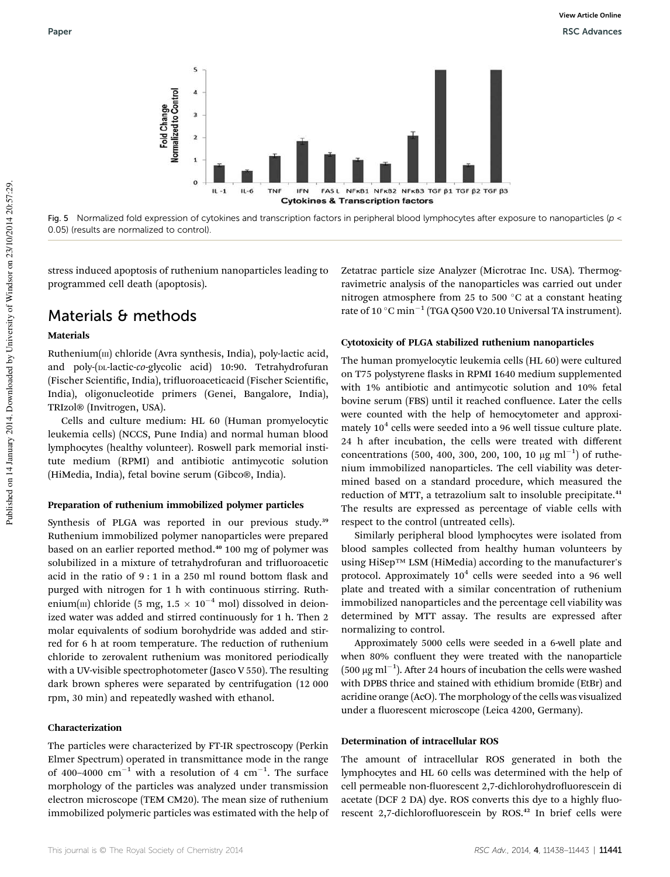Fig. 5 Normalized fold expression of cytokines and transcription factors in peripheral blood lymphocytes after exposure to nanoparticles ($p < 0.05$) (results are normalized to control).

stress induced apoptosis of ruthenium nanoparticles leading to programmed cell death (apoptosis).

## Materials & methods

### Materials

Ruthenium(III) chloride (Avra synthesis, India), poly-lactic acid, and poly-(DL-lactic-*co*-glycolic acid) 10:90. Tetrahydrofuran (Fischer Scientific, India), trifluoroaceticacid (Fischer Scientific, India), oligonucleotide primers (Genei, Bangalore, India), TRIzol® (Invitrogen, USA).

Cells and culture medium: HL 60 (Human promyelocytic leukemia cells) (NCCS, Pune India) and normal human blood lymphocytes (healthy volunteer). Roswell park memorial institute medium (RPMI) and antibiotic antimycotic solution (HiMedia, India), fetal bovine serum (Gibco®, India).

### Preparation of ruthenium immobilized polymer particles

Synthesis of PLGA was reported in our previous study.[39] Ruthenium immobilized polymer nanoparticles were prepared based on an earlier reported method.[40] 100 mg of polymer was solubilized in a mixture of tetrahydrofuran and trifluoroacetic acid in the ratio of 9 : 1 in a 250 ml round bottom flask and purged with nitrogen for 1 h with continuous stirring. Ruthenium(III) chloride (5 mg, $1.5 \times 10^{-4}$ mol) dissolved in deionized water was added and stirred continuously for 1 h. Then 2 molar equivalents of sodium borohydride was added and stirred for 6 h at room temperature. The reduction of ruthenium chloride to zerovalent ruthenium was monitored periodically with a UV-visible spectrophotometer (Jasco V 550). The resulting dark brown spheres were separated by centrifugation (12 000 rpm, 30 min) and repeatedly washed with ethanol.

### Characterization

The particles were characterized by FT-IR spectroscopy (Perkin Elmer Spectrum) operated in transmittance mode in the range of 400–4000 $cm^{-1}$ with a resolution of 4 $cm^{-1}$. The surface morphology of the particles was analyzed under transmission electron microscope (TEM CM20). The mean size of ruthenium immobilized polymeric particles was estimated with the help of Zetatrac particle size Analyzer (Microtrac Inc. USA). Thermogravimetric analysis of the nanoparticles was carried out under nitrogen atmosphere from 25 to 500 °C at a constant heating rate of 10 °C $min^{-1}$ (TGA Q500 V20.10 Universal TA instrument).

### Cytotoxicity of PLGA stabilized ruthenium nanoparticles

The human promyelocytic leukemia cells (HL 60) were cultured on T75 polystyrene flasks in RPMI 1640 medium supplemented with 1% antibiotic and antimycotic solution and 10% fetal bovine serum (FBS) until it reached confluence. Later the cells were counted with the help of hemocytometer and approximately $10^4$ cells were seeded into a 96 well tissue culture plate. 24 h after incubation, the cells were treated with different concentrations (500, 400, 300, 200, 100, 10 μg $ml^{-1}$) of ruthenium immobilized nanoparticles. The cell viability was determined based on a standard procedure, which measured the reduction of MTT, a tetrazolium salt to insoluble precipitate.[41] The results are expressed as percentage of viable cells with respect to the control (untreated cells).

Similarly peripheral blood lymphocytes were isolated from blood samples collected from healthy human volunteers by using HiSep™ LSM (HiMedia) according to the manufacturer's protocol. Approximately $10^4$ cells were seeded into a 96 well plate and treated with a similar concentration of ruthenium immobilized nanoparticles and the percentage cell viability was determined by MTT assay. The results are expressed after normalizing to control.

Approximately 5000 cells were seeded in a 6-well plate and when 80% confluent they were treated with the nanoparticle (500 μg $ml^{-1}$). After 24 hours of incubation the cells were washed with DPBS thrice and stained with ethidium bromide (EtBr) and acridine orange (AcO). The morphology of the cells was visualized under a fluorescent microscope (Leica 4200, Germany).

### Determination of intracellular ROS

The amount of intracellular ROS generated in both the lymphocytes and HL 60 cells was determined with the help of cell permeable non-fluorescent 2,7-dichlorohydrofluorescein di acetate (DCF 2 DA) dye. ROS converts this dye to a highly fluorescent 2,7-dichlorofluorescein by ROS.[42] In brief cells were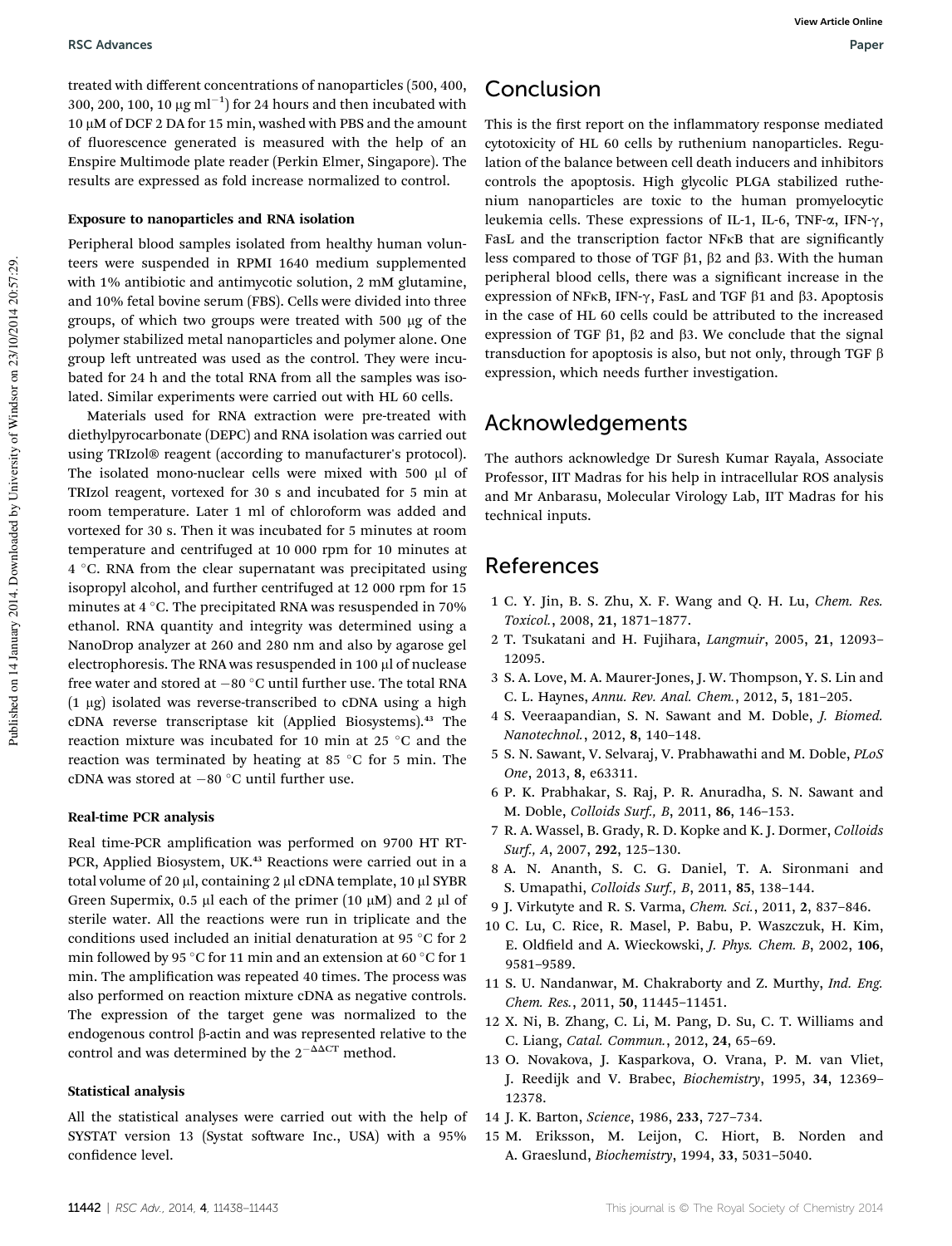treated with different concentrations of nanoparticles (500, 400, 300, 200, 100, 10 μg ml$^{-1}$) for 24 hours and then incubated with 10 μM of DCF 2 DA for 15 min, washed with PBS and the amount of fluorescence generated is measured with the help of an Enspire Multimode plate reader (Perkin Elmer, Singapore). The results are expressed as fold increase normalized to control.

#### Exposure to nanoparticles and RNA isolation

Peripheral blood samples isolated from healthy human volunteers were suspended in RPMI 1640 medium supplemented with 1% antibiotic and antimycotic solution, 2 mM glutamine, and 10% fetal bovine serum (FBS). Cells were divided into three groups, of which two groups were treated with 500 μg of the polymer stabilized metal nanoparticles and polymer alone. One group left untreated was used as the control. They were incubated for 24 h and the total RNA from all the samples was isolated. Similar experiments were carried out with HL 60 cells.

Materials used for RNA extraction were pre-treated with diethylpyrocarbonate (DEPC) and RNA isolation was carried out using TRIzol® reagent (according to manufacturer's protocol). The isolated mono-nuclear cells were mixed with 500 μl of TRIzol reagent, vortexed for 30 s and incubated for 5 min at room temperature. Later 1 ml of chloroform was added and vortexed for 30 s. Then it was incubated for 5 minutes at room temperature and centrifuged at 10 000 rpm for 10 minutes at 4 °C. RNA from the clear supernatant was precipitated using isopropyl alcohol, and further centrifuged at 12 000 rpm for 15 minutes at 4 °C. The precipitated RNA was resuspended in 70% ethanol. RNA quantity and integrity was determined using a NanoDrop analyzer at 260 and 280 nm and also by agarose gel electrophoresis. The RNA was resuspended in 100 μl of nuclease free water and stored at −80 °C until further use. The total RNA (1 μg) isolated was reverse-transcribed to cDNA using a high cDNA reverse transcriptase kit (Applied Biosystems).[43] The reaction mixture was incubated for 10 min at 25 °C and the reaction was terminated by heating at 85 °C for 5 min. The cDNA was stored at −80 °C until further use.

#### Real-time PCR analysis

Real time-PCR amplification was performed on 9700 HT RT-PCR, Applied Biosystem, UK.[43] Reactions were carried out in a total volume of 20 μl, containing 2 μl cDNA template, 10 μl SYBR Green Supermix, 0.5 μl each of the primer (10 μM) and 2 μl of sterile water. All the reactions were run in triplicate and the conditions used included an initial denaturation at 95 °C for 2 min followed by 95 °C for 11 min and an extension at 60 °C for 1 min. The amplification was repeated 40 times. The process was also performed on reaction mixture cDNA as negative controls. The expression of the target gene was normalized to the endogenous control β-actin and was represented relative to the control and was determined by the $2^{-\Delta\Delta CT}$ method.

#### Statistical analysis

All the statistical analyses were carried out with the help of SYSTAT version 13 (Systat software Inc., USA) with a 95% confidence level.

## Conclusion

This is the first report on the inflammatory response mediated cytotoxicity of HL 60 cells by ruthenium nanoparticles. Regulation of the balance between cell death inducers and inhibitors controls the apoptosis. High glycolic PLGA stabilized ruthenium nanoparticles are toxic to the human promyelocytic leukemia cells. These expressions of IL-1, IL-6, TNF-α, IFN-γ, FasL and the transcription factor NFκB that are significantly less compared to those of TGF β1, β2 and β3. With the human peripheral blood cells, there was a significant increase in the expression of NFκB, IFN-γ, FasL and TGF β1 and β3. Apoptosis in the case of HL 60 cells could be attributed to the increased expression of TGF β1, β2 and β3. We conclude that the signal transduction for apoptosis is also, but not only, through TGF β expression, which needs further investigation.

## Acknowledgements

The authors acknowledge Dr Suresh Kumar Rayala, Associate Professor, IIT Madras for his help in intracellular ROS analysis and Mr Anbarasu, Molecular Virology Lab, IIT Madras for his technical inputs.

## References

1. C. Y. Jin, B. S. Zhu, X. F. Wang and Q. H. Lu, *Chem. Res. Toxicol.*, 2008, **21**, 1871–1877.
2. T. Tsukatani and H. Fujihara, *Langmuir*, 2005, **21**, 12093–12095.
3. S. A. Love, M. A. Maurer-Jones, J. W. Thompson, Y. S. Lin and C. L. Haynes, *Annu. Rev. Anal. Chem.*, 2012, **5**, 181–205.
4. S. Veeraapandian, S. N. Sawant and M. Doble, *J. Biomed. Nanotechnol.*, 2012, **8**, 140–148.
5. S. N. Sawant, V. Selvaraj, V. Prabhawathi and M. Doble, *PLoS One*, 2013, **8**, e63311.
6. P. K. Prabhakar, S. Raj, P. R. Anuradha, S. N. Sawant and M. Doble, *Colloids Surf., B*, 2011, **86**, 146–153.
7. R. A. Wassel, B. Grady, R. D. Kopke and K. J. Dormer, *Colloids Surf., A*, 2007, **292**, 125–130.
8. A. N. Ananth, S. C. G. Daniel, T. A. Sironmani and S. Umapathi, *Colloids Surf., B*, 2011, **85**, 138–144.
9. J. Virkutyte and R. S. Varma, *Chem. Sci.*, 2011, **2**, 837–846.
10. C. Lu, C. Rice, R. Masel, P. Babu, P. Waszczuk, H. Kim, E. Oldfield and A. Wieckowski, *J. Phys. Chem. B*, 2002, **106**, 9581–9589.
11. S. U. Nandanwar, M. Chakraborty and Z. Murthy, *Ind. Eng. Chem. Res.*, 2011, **50**, 11445–11451.
12. X. Ni, B. Zhang, C. Li, M. Pang, D. Su, C. T. Williams and C. Liang, *Catal. Commun.*, 2012, **24**, 65–69.
13. O. Novakova, J. Kasparkova, O. Vrana, P. M. van Vliet, J. Reedijk and V. Brabec, *Biochemistry*, 1995, **34**, 12369–12378.
14. J. K. Barton, *Science*, 1986, **233**, 727–734.
15. M. Eriksson, M. Leijon, C. Hiort, B. Norden and A. Graeslund, *Biochemistry*, 1994, **33**, 5031–5040.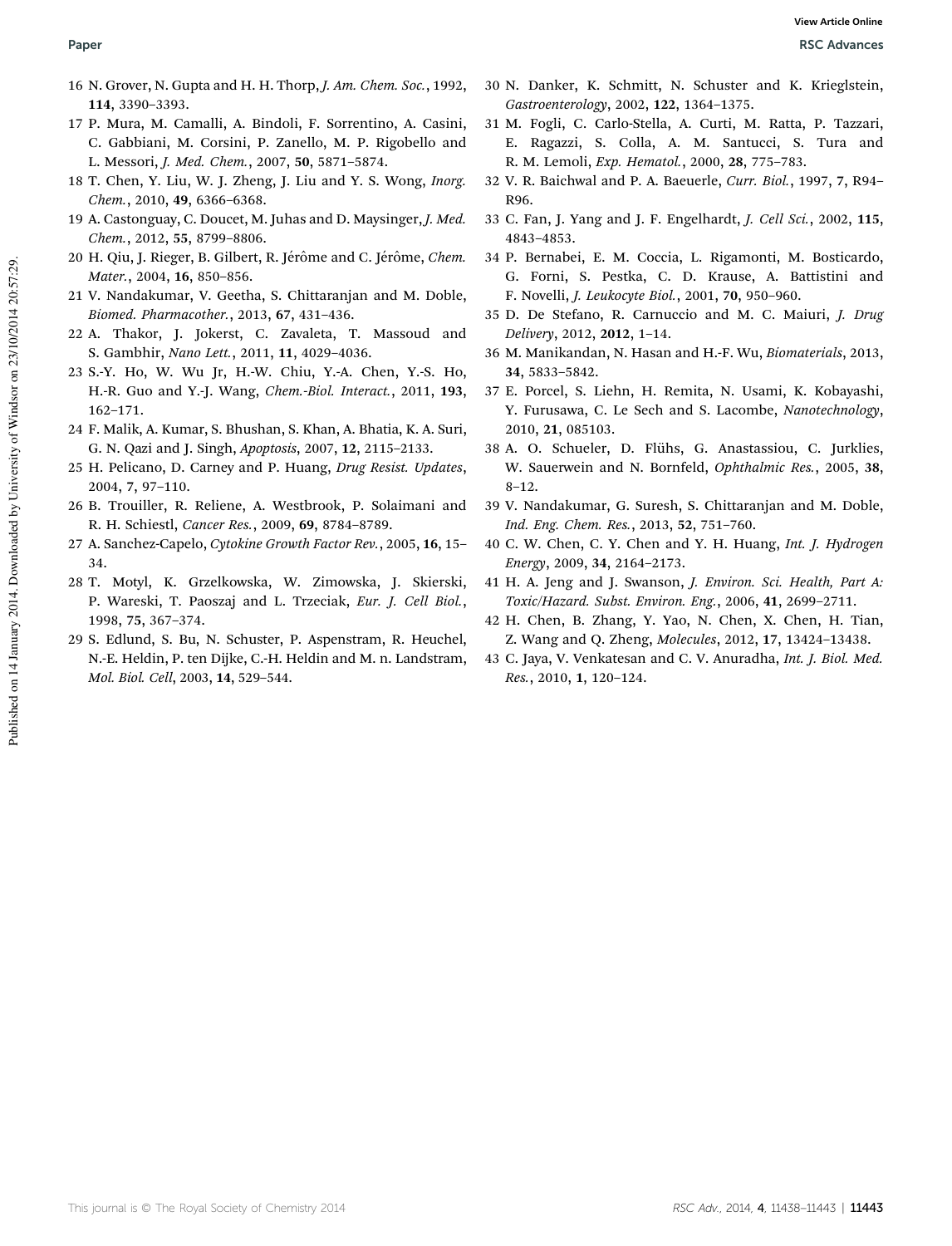16 N. Grover, N. Gupta and H. H. Thorp, *J. Am. Chem. Soc.*, 1992, **114**, 3390–3393.

17 P. Mura, M. Camalli, A. Bindoli, F. Sorrentino, A. Casini, C. Gabbiani, M. Corsini, P. Zanello, M. P. Rigobello and L. Messori, *J. Med. Chem.*, 2007, **50**, 5871–5874.

18 T. Chen, Y. Liu, W. J. Zheng, J. Liu and Y. S. Wong, *Inorg. Chem.*, 2010, **49**, 6366–6368.

19 A. Castonguay, C. Doucet, M. Juhas and D. Maysinger, *J. Med. Chem.*, 2012, **55**, 8799–8806.

20 H. Qiu, J. Rieger, B. Gilbert, R. Jérôme and C. Jérôme, *Chem. Mater.*, 2004, **16**, 850–856.

21 V. Nandakumar, V. Geetha, S. Chittaranjan and M. Doble, *Biomed. Pharmacother.*, 2013, **67**, 431–436.

22 A. Thakor, J. Jokerst, C. Zavaleta, T. Massoud and S. Gambhir, *Nano Lett.*, 2011, **11**, 4029–4036.

23 S.-Y. Ho, W. Wu Jr, H.-W. Chiu, Y.-A. Chen, Y.-S. Ho, H.-R. Guo and Y.-J. Wang, *Chem.-Biol. Interact.*, 2011, **193**, 162–171.

24 F. Malik, A. Kumar, S. Bhushan, S. Khan, A. Bhatia, K. A. Suri, G. N. Qazi and J. Singh, *Apoptosis*, 2007, **12**, 2115–2133.

25 H. Pelicano, D. Carney and P. Huang, *Drug Resist. Updates*, 2004, **7**, 97–110.

26 B. Trouiller, R. Reliene, A. Westbrook, P. Solaimani and R. H. Schiestl, *Cancer Res.*, 2009, **69**, 8784–8789.

27 A. Sanchez-Capelo, *Cytokine Growth Factor Rev.*, 2005, **16**, 15–34.

28 T. Motyl, K. Grzelkowska, W. Zimowska, J. Skierski, P. Wareski, T. Paoszaj and L. Trzeciak, *Eur. J. Cell Biol.*, 1998, **75**, 367–374.

29 S. Edlund, S. Bu, N. Schuster, P. Aspenstram, R. Heuchel, N.-E. Heldin, P. ten Dijke, C.-H. Heldin and M. n. Landstram, *Mol. Biol. Cell*, 2003, **14**, 529–544.

30 N. Danker, K. Schmitt, N. Schuster and K. Krieglstein, *Gastroenterology*, 2002, **122**, 1364–1375.

31 M. Fogli, C. Carlo-Stella, A. Curti, M. Ratta, P. Tazzari, E. Ragazzi, S. Colla, A. M. Santucci, S. Tura and R. M. Lemoli, *Exp. Hematol.*, 2000, **28**, 775–783.

32 V. R. Baichwal and P. A. Baeuerle, *Curr. Biol.*, 1997, **7**, R94–R96.

33 C. Fan, J. Yang and J. F. Engelhardt, *J. Cell Sci.*, 2002, **115**, 4843–4853.

34 P. Bernabei, E. M. Coccia, L. Rigamonti, M. Bosticardo, G. Forni, S. Pestka, C. D. Krause, A. Battistini and F. Novelli, *J. Leukocyte Biol.*, 2001, **70**, 950–960.

35 D. De Stefano, R. Carnuccio and M. C. Maiuri, *J. Drug Delivery*, 2012, **2012**, 1–14.

36 M. Manikandan, N. Hasan and H.-F. Wu, *Biomaterials*, 2013, **34**, 5833–5842.

37 E. Porcel, S. Liehn, H. Remita, N. Usami, K. Kobayashi, Y. Furusawa, C. Le Sech and S. Lacombe, *Nanotechnology*, 2010, **21**, 085103.

38 A. O. Schueler, D. Flühs, G. Anastassiou, C. Jurklies, W. Sauerwein and N. Bornfeld, *Ophthalmic Res.*, 2005, **38**, 8–12.

39 V. Nandakumar, G. Suresh, S. Chittaranjan and M. Doble, *Ind. Eng. Chem. Res.*, 2013, **52**, 751–760.

40 C. W. Chen, C. Y. Chen and Y. H. Huang, *Int. J. Hydrogen Energy*, 2009, **34**, 2164–2173.

41 H. A. Jeng and J. Swanson, *J. Environ. Sci. Health, Part A: Toxic/Hazard. Subst. Environ. Eng.*, 2006, **41**, 2699–2711.

42 H. Chen, B. Zhang, Y. Yao, N. Chen, X. Chen, H. Tian, Z. Wang and Q. Zheng, *Molecules*, 2012, **17**, 13424–13438.

43 C. Jaya, V. Venkatesan and C. V. Anuradha, *Int. J. Biol. Med. Res.*, 2010, **1**, 120–124.